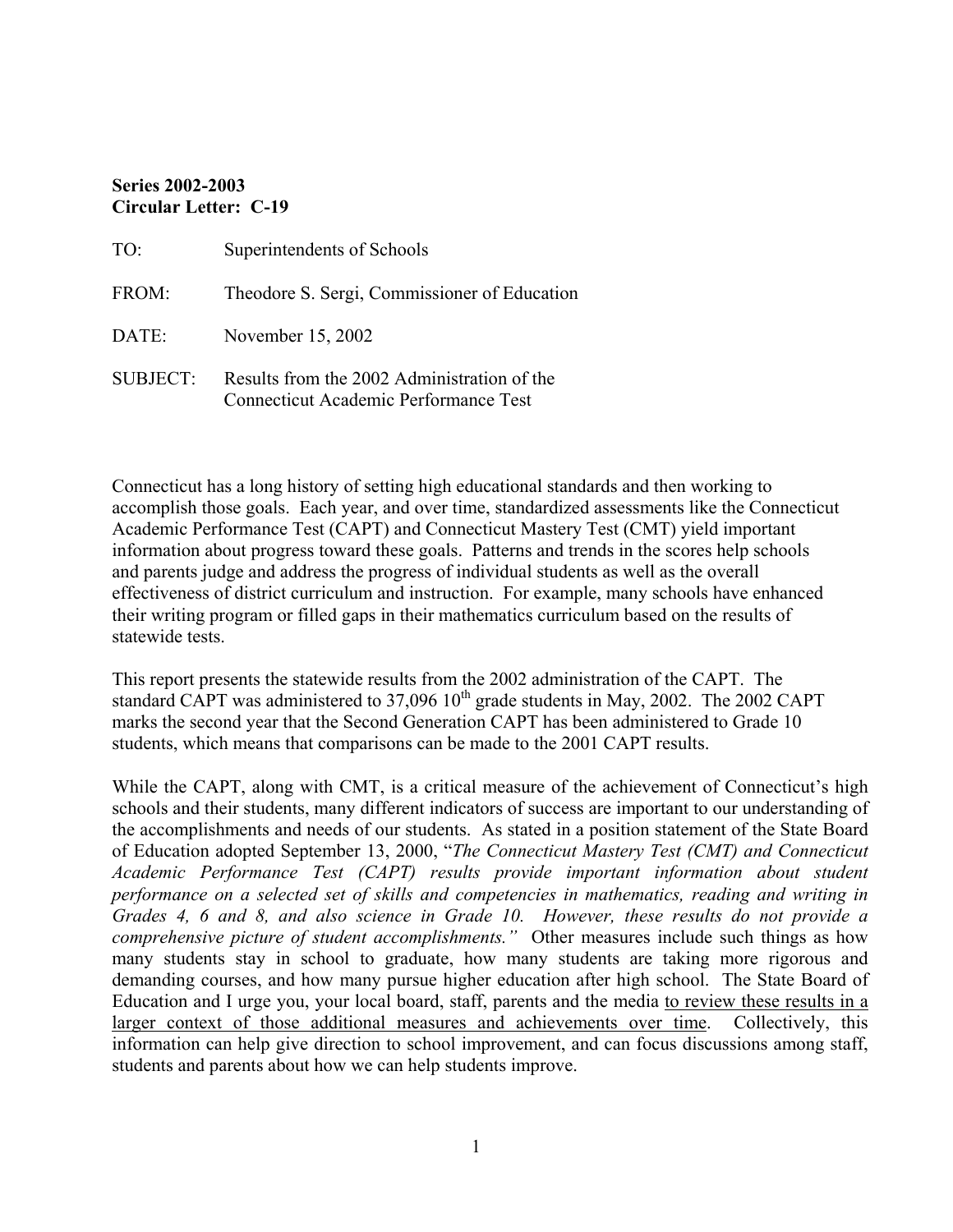**Series 2002-2003**
**Circular Letter: C-19**

| | |
|---|---|
| TO: | Superintendents of Schools |
| FROM: | Theodore S. Sergi, Commissioner of Education |
| DATE: | November 15, 2002 |
| SUBJECT: | Results from the 2002 Administration of the Connecticut Academic Performance Test |

Connecticut has a long history of setting high educational standards and then working to accomplish those goals. Each year, and over time, standardized assessments like the Connecticut Academic Performance Test (CAPT) and Connecticut Mastery Test (CMT) yield important information about progress toward these goals. Patterns and trends in the scores help schools and parents judge and address the progress of individual students as well as the overall effectiveness of district curriculum and instruction. For example, many schools have enhanced their writing program or filled gaps in their mathematics curriculum based on the results of statewide tests.

This report presents the statewide results from the 2002 administration of the CAPT. The standard CAPT was administered to 37,096 10th grade students in May, 2002. The 2002 CAPT marks the second year that the Second Generation CAPT has been administered to Grade 10 students, which means that comparisons can be made to the 2001 CAPT results.

While the CAPT, along with CMT, is a critical measure of the achievement of Connecticut's high schools and their students, many different indicators of success are important to our understanding of the accomplishments and needs of our students. As stated in a position statement of the State Board of Education adopted September 13, 2000, "*The Connecticut Mastery Test (CMT) and Connecticut Academic Performance Test (CAPT) results provide important information about student performance on a selected set of skills and competencies in mathematics, reading and writing in Grades 4, 6 and 8, and also science in Grade 10. However, these results do not provide a comprehensive picture of student accomplishments.*" Other measures include such things as how many students stay in school to graduate, how many students are taking more rigorous and demanding courses, and how many pursue higher education after high school. The State Board of Education and I urge you, your local board, staff, parents and the media to review these results in a larger context of those additional measures and achievements over time. Collectively, this information can help give direction to school improvement, and can focus discussions among staff, students and parents about how we can help students improve.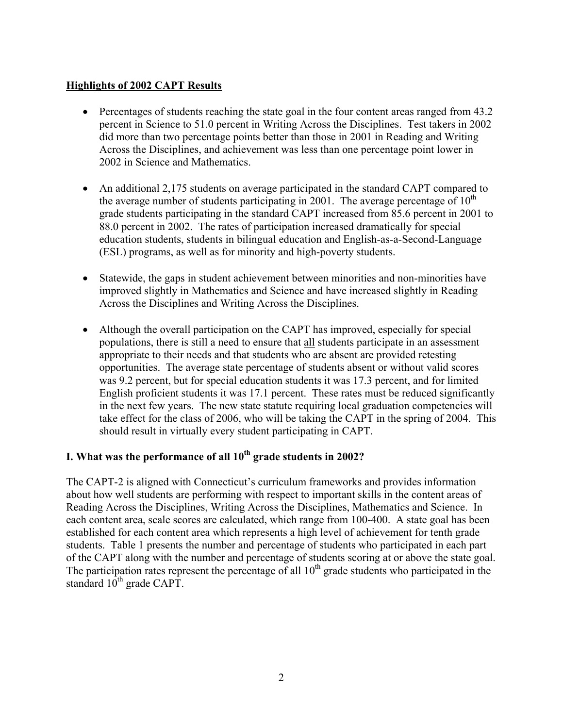## Highlights of 2002 CAPT Results

- Percentages of students reaching the state goal in the four content areas ranged from 43.2 percent in Science to 51.0 percent in Writing Across the Disciplines. Test takers in 2002 did more than two percentage points better than those in 2001 in Reading and Writing Across the Disciplines, and achievement was less than one percentage point lower in 2002 in Science and Mathematics.

- An additional 2,175 students on average participated in the standard CAPT compared to the average number of students participating in 2001. The average percentage of 10th grade students participating in the standard CAPT increased from 85.6 percent in 2001 to 88.0 percent in 2002. The rates of participation increased dramatically for special education students, students in bilingual education and English-as-a-Second-Language (ESL) programs, as well as for minority and high-poverty students.

- Statewide, the gaps in student achievement between minorities and non-minorities have improved slightly in Mathematics and Science and have increased slightly in Reading Across the Disciplines and Writing Across the Disciplines.

- Although the overall participation on the CAPT has improved, especially for special populations, there is still a need to ensure that all students participate in an assessment appropriate to their needs and that students who are absent are provided retesting opportunities. The average state percentage of students absent or without valid scores was 9.2 percent, but for special education students it was 17.3 percent, and for limited English proficient students it was 17.1 percent. These rates must be reduced significantly in the next few years. The new state statute requiring local graduation competencies will take effect for the class of 2006, who will be taking the CAPT in the spring of 2004. This should result in virtually every student participating in CAPT.

## I. What was the performance of all 10th grade students in 2002?

The CAPT-2 is aligned with Connecticut's curriculum frameworks and provides information about how well students are performing with respect to important skills in the content areas of Reading Across the Disciplines, Writing Across the Disciplines, Mathematics and Science. In each content area, scale scores are calculated, which range from 100-400. A state goal has been established for each content area which represents a high level of achievement for tenth grade students. Table 1 presents the number and percentage of students who participated in each part of the CAPT along with the number and percentage of students scoring at or above the state goal. The participation rates represent the percentage of all 10th grade students who participated in the standard 10th grade CAPT.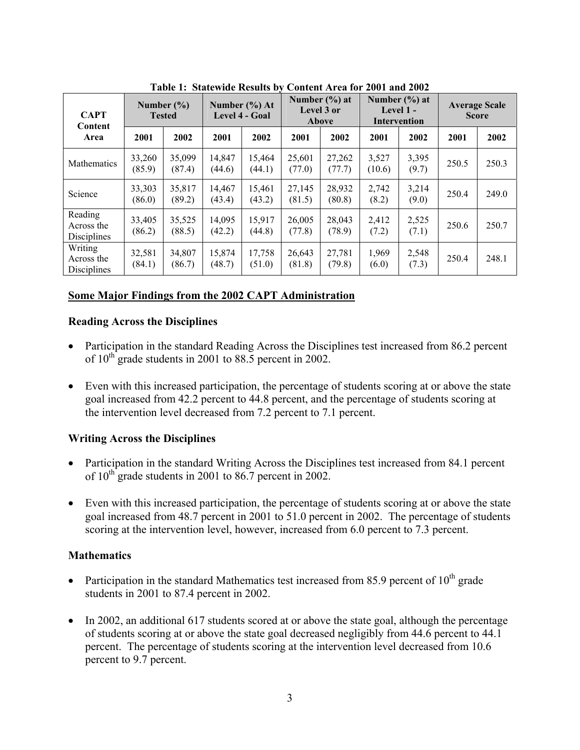**Table 1: Statewide Results by Content Area for 2001 and 2002**

| CAPT Content Area | Number (%) Tested | | Number (%) At Level 4 - Goal | | Number (%) at Level 3 or Above | | Number (%) at Level 1 - Intervention | | Average Scale Score | |
|---|---|---|---|---|---|---|---|---|---|---|
| | 2001 | 2002 | 2001 | 2002 | 2001 | 2002 | 2001 | 2002 | 2001 | 2002 |
| Mathematics | 33,260 (85.9) | 35,099 (87.4) | 14,847 (44.6) | 15,464 (44.1) | 25,601 (77.0) | 27,262 (77.7) | 3,527 (10.6) | 3,395 (9.7) | 250.5 | 250.3 |
| Science | 33,303 (86.0) | 35,817 (89.2) | 14,467 (43.4) | 15,461 (43.2) | 27,145 (81.5) | 28,932 (80.8) | 2,742 (8.2) | 3,214 (9.0) | 250.4 | 249.0 |
| Reading Across the Disciplines | 33,405 (86.2) | 35,525 (88.5) | 14,095 (42.2) | 15,917 (44.8) | 26,005 (77.8) | 28,043 (78.9) | 2,412 (7.2) | 2,525 (7.1) | 250.6 | 250.7 |
| Writing Across the Disciplines | 32,581 (84.1) | 34,807 (86.7) | 15,874 (48.7) | 17,758 (51.0) | 26,643 (81.8) | 27,781 (79.8) | 1,969 (6.0) | 2,548 (7.3) | 250.4 | 248.1 |

## Some Major Findings from the 2002 CAPT Administration

### Reading Across the Disciplines

- Participation in the standard Reading Across the Disciplines test increased from 86.2 percent of 10th grade students in 2001 to 88.5 percent in 2002.
- Even with this increased participation, the percentage of students scoring at or above the state goal increased from 42.2 percent to 44.8 percent, and the percentage of students scoring at the intervention level decreased from 7.2 percent to 7.1 percent.

### Writing Across the Disciplines

- Participation in the standard Writing Across the Disciplines test increased from 84.1 percent of 10th grade students in 2001 to 86.7 percent in 2002.
- Even with this increased participation, the percentage of students scoring at or above the state goal increased from 48.7 percent in 2001 to 51.0 percent in 2002. The percentage of students scoring at the intervention level, however, increased from 6.0 percent to 7.3 percent.

### Mathematics

- Participation in the standard Mathematics test increased from 85.9 percent of 10th grade students in 2001 to 87.4 percent in 2002.
- In 2002, an additional 617 students scored at or above the state goal, although the percentage of students scoring at or above the state goal decreased negligibly from 44.6 percent to 44.1 percent. The percentage of students scoring at the intervention level decreased from 10.6 percent to 9.7 percent.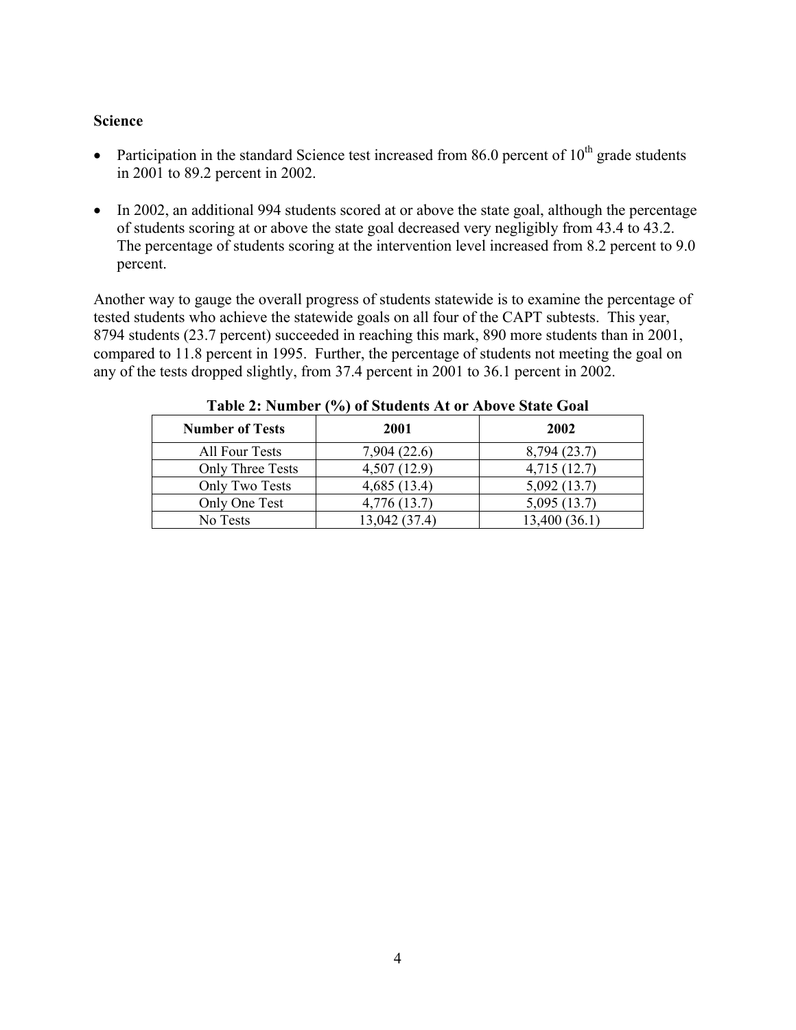**Science**

- Participation in the standard Science test increased from 86.0 percent of 10th grade students in 2001 to 89.2 percent in 2002.
- In 2002, an additional 994 students scored at or above the state goal, although the percentage of students scoring at or above the state goal decreased very negligibly from 43.4 to 43.2. The percentage of students scoring at the intervention level increased from 8.2 percent to 9.0 percent.

Another way to gauge the overall progress of students statewide is to examine the percentage of tested students who achieve the statewide goals on all four of the CAPT subtests. This year, 8794 students (23.7 percent) succeeded in reaching this mark, 890 more students than in 2001, compared to 11.8 percent in 1995. Further, the percentage of students not meeting the goal on any of the tests dropped slightly, from 37.4 percent in 2001 to 36.1 percent in 2002.

**Table 2: Number (%) of Students At or Above State Goal**

| Number of Tests | 2001 | 2002 |
|---|---|---|
| All Four Tests | 7,904 (22.6) | 8,794 (23.7) |
| Only Three Tests | 4,507 (12.9) | 4,715 (12.7) |
| Only Two Tests | 4,685 (13.4) | 5,092 (13.7) |
| Only One Test | 4,776 (13.7) | 5,095 (13.7) |
| No Tests | 13,042 (37.4) | 13,400 (36.1) |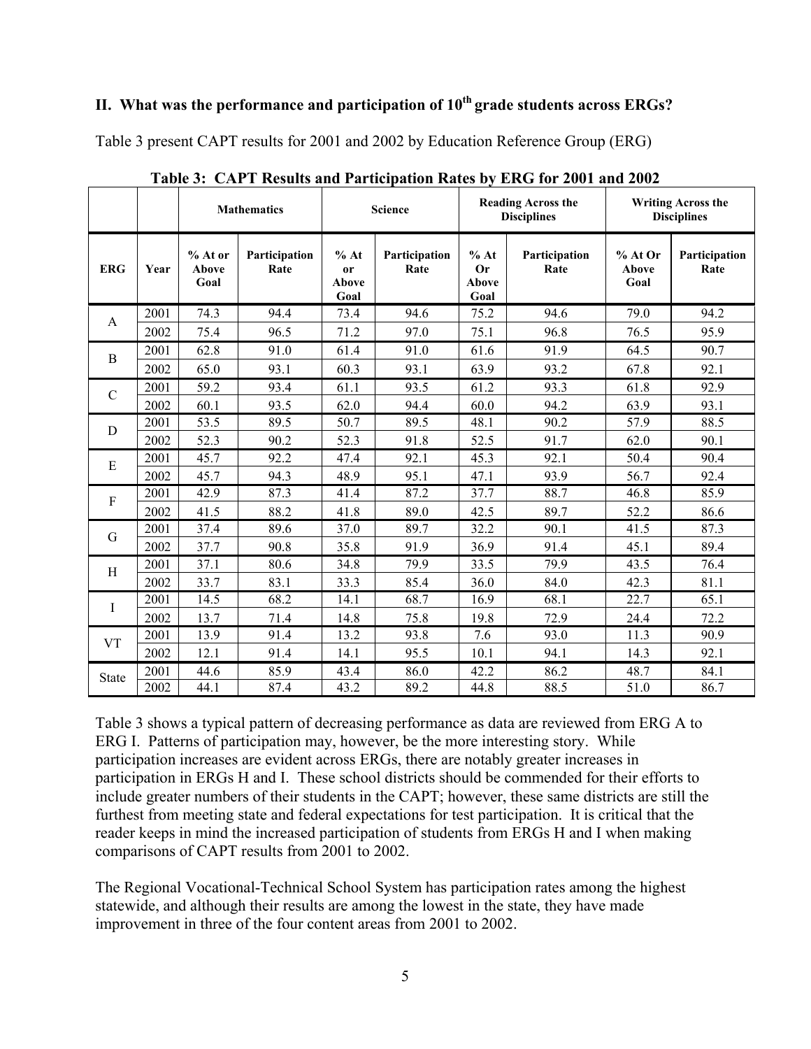## II. What was the performance and participation of 10th grade students across ERGs?

Table 3 present CAPT results for 2001 and 2002 by Education Reference Group (ERG)

**Table 3: CAPT Results and Participation Rates by ERG for 2001 and 2002**

| | | Mathematics | | Science | | Reading Across the Disciplines | | Writing Across the Disciplines | |
|---|---|---|---|---|---|---|---|---|---|
| **ERG** | **Year** | **% At or Above Goal** | **Participation Rate** | **% At or Above Goal** | **Participation Rate** | **% At Or Above Goal** | **Participation Rate** | **% At Or Above Goal** | **Participation Rate** |
| A | 2001 | 74.3 | 94.4 | 73.4 | 94.6 | 75.2 | 94.6 | 79.0 | 94.2 |
| | 2002 | 75.4 | 96.5 | 71.2 | 97.0 | 75.1 | 96.8 | 76.5 | 95.9 |
| B | 2001 | 62.8 | 91.0 | 61.4 | 91.0 | 61.6 | 91.9 | 64.5 | 90.7 |
| | 2002 | 65.0 | 93.1 | 60.3 | 93.1 | 63.9 | 93.2 | 67.8 | 92.1 |
| C | 2001 | 59.2 | 93.4 | 61.1 | 93.5 | 61.2 | 93.3 | 61.8 | 92.9 |
| | 2002 | 60.1 | 93.5 | 62.0 | 94.4 | 60.0 | 94.2 | 63.9 | 93.1 |
| D | 2001 | 53.5 | 89.5 | 50.7 | 89.5 | 48.1 | 90.2 | 57.9 | 88.5 |
| | 2002 | 52.3 | 90.2 | 52.3 | 91.8 | 52.5 | 91.7 | 62.0 | 90.1 |
| E | 2001 | 45.7 | 92.2 | 47.4 | 92.1 | 45.3 | 92.1 | 50.4 | 90.4 |
| | 2002 | 45.7 | 94.3 | 48.9 | 95.1 | 47.1 | 93.9 | 56.7 | 92.4 |
| F | 2001 | 42.9 | 87.3 | 41.4 | 87.2 | 37.7 | 88.7 | 46.8 | 85.9 |
| | 2002 | 41.5 | 88.2 | 41.8 | 89.0 | 42.5 | 89.7 | 52.2 | 86.6 |
| G | 2001 | 37.4 | 89.6 | 37.0 | 89.7 | 32.2 | 90.1 | 41.5 | 87.3 |
| | 2002 | 37.7 | 90.8 | 35.8 | 91.9 | 36.9 | 91.4 | 45.1 | 89.4 |
| H | 2001 | 37.1 | 80.6 | 34.8 | 79.9 | 33.5 | 79.9 | 43.5 | 76.4 |
| | 2002 | 33.7 | 83.1 | 33.3 | 85.4 | 36.0 | 84.0 | 42.3 | 81.1 |
| I | 2001 | 14.5 | 68.2 | 14.1 | 68.7 | 16.9 | 68.1 | 22.7 | 65.1 |
| | 2002 | 13.7 | 71.4 | 14.8 | 75.8 | 19.8 | 72.9 | 24.4 | 72.2 |
| VT | 2001 | 13.9 | 91.4 | 13.2 | 93.8 | 7.6 | 93.0 | 11.3 | 90.9 |
| | 2002 | 12.1 | 91.4 | 14.1 | 95.5 | 10.1 | 94.1 | 14.3 | 92.1 |
| State | 2001 | 44.6 | 85.9 | 43.4 | 86.0 | 42.2 | 86.2 | 48.7 | 84.1 |
| | 2002 | 44.1 | 87.4 | 43.2 | 89.2 | 44.8 | 88.5 | 51.0 | 86.7 |

Table 3 shows a typical pattern of decreasing performance as data are reviewed from ERG A to ERG I. Patterns of participation may, however, be the more interesting story. While participation increases are evident across ERGs, there are notably greater increases in participation in ERGs H and I. These school districts should be commended for their efforts to include greater numbers of their students in the CAPT; however, these same districts are still the furthest from meeting state and federal expectations for test participation. It is critical that the reader keeps in mind the increased participation of students from ERGs H and I when making comparisons of CAPT results from 2001 to 2002.

The Regional Vocational-Technical School System has participation rates among the highest statewide, and although their results are among the lowest in the state, they have made improvement in three of the four content areas from 2001 to 2002.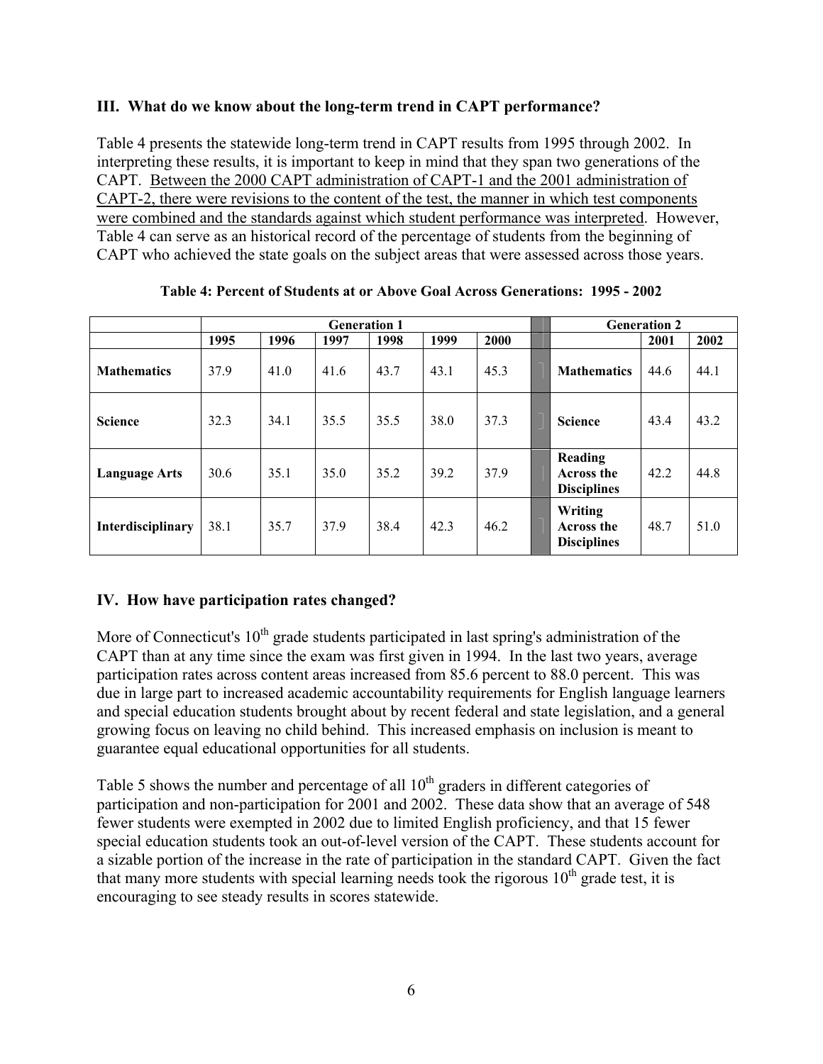### III. What do we know about the long-term trend in CAPT performance?

Table 4 presents the statewide long-term trend in CAPT results from 1995 through 2002. In interpreting these results, it is important to keep in mind that they span two generations of the CAPT. Between the 2000 CAPT administration of CAPT-1 and the 2001 administration of CAPT-2, there were revisions to the content of the test, the manner in which test components were combined and the standards against which student performance was interpreted. However, Table 4 can serve as an historical record of the percentage of students from the beginning of CAPT who achieved the state goals on the subject areas that were assessed across those years.

**Table 4: Percent of Students at or Above Goal Across Generations: 1995 - 2002**

| | Generation 1 | | | | | | Generation 2 | | |
|---|---|---|---|---|---|---|---|---|---|
| | 1995 | 1996 | 1997 | 1998 | 1999 | 2000 | | 2001 | 2002 |
| **Mathematics** | 37.9 | 41.0 | 41.6 | 43.7 | 43.1 | 45.3 | **Mathematics** | 44.6 | 44.1 |
| **Science** | 32.3 | 34.1 | 35.5 | 35.5 | 38.0 | 37.3 | **Science** | 43.4 | 43.2 |
| **Language Arts** | 30.6 | 35.1 | 35.0 | 35.2 | 39.2 | 37.9 | **Reading Across the Disciplines** | 42.2 | 44.8 |
| **Interdisciplinary** | 38.1 | 35.7 | 37.9 | 38.4 | 42.3 | 46.2 | **Writing Across the Disciplines** | 48.7 | 51.0 |

### IV. How have participation rates changed?

More of Connecticut's 10th grade students participated in last spring's administration of the CAPT than at any time since the exam was first given in 1994. In the last two years, average participation rates across content areas increased from 85.6 percent to 88.0 percent. This was due in large part to increased academic accountability requirements for English language learners and special education students brought about by recent federal and state legislation, and a general growing focus on leaving no child behind. This increased emphasis on inclusion is meant to guarantee equal educational opportunities for all students.

Table 5 shows the number and percentage of all 10th graders in different categories of participation and non-participation for 2001 and 2002. These data show that an average of 548 fewer students were exempted in 2002 due to limited English proficiency, and that 15 fewer special education students took an out-of-level version of the CAPT. These students account for a sizable portion of the increase in the rate of participation in the standard CAPT. Given the fact that many more students with special learning needs took the rigorous 10th grade test, it is encouraging to see steady results in scores statewide.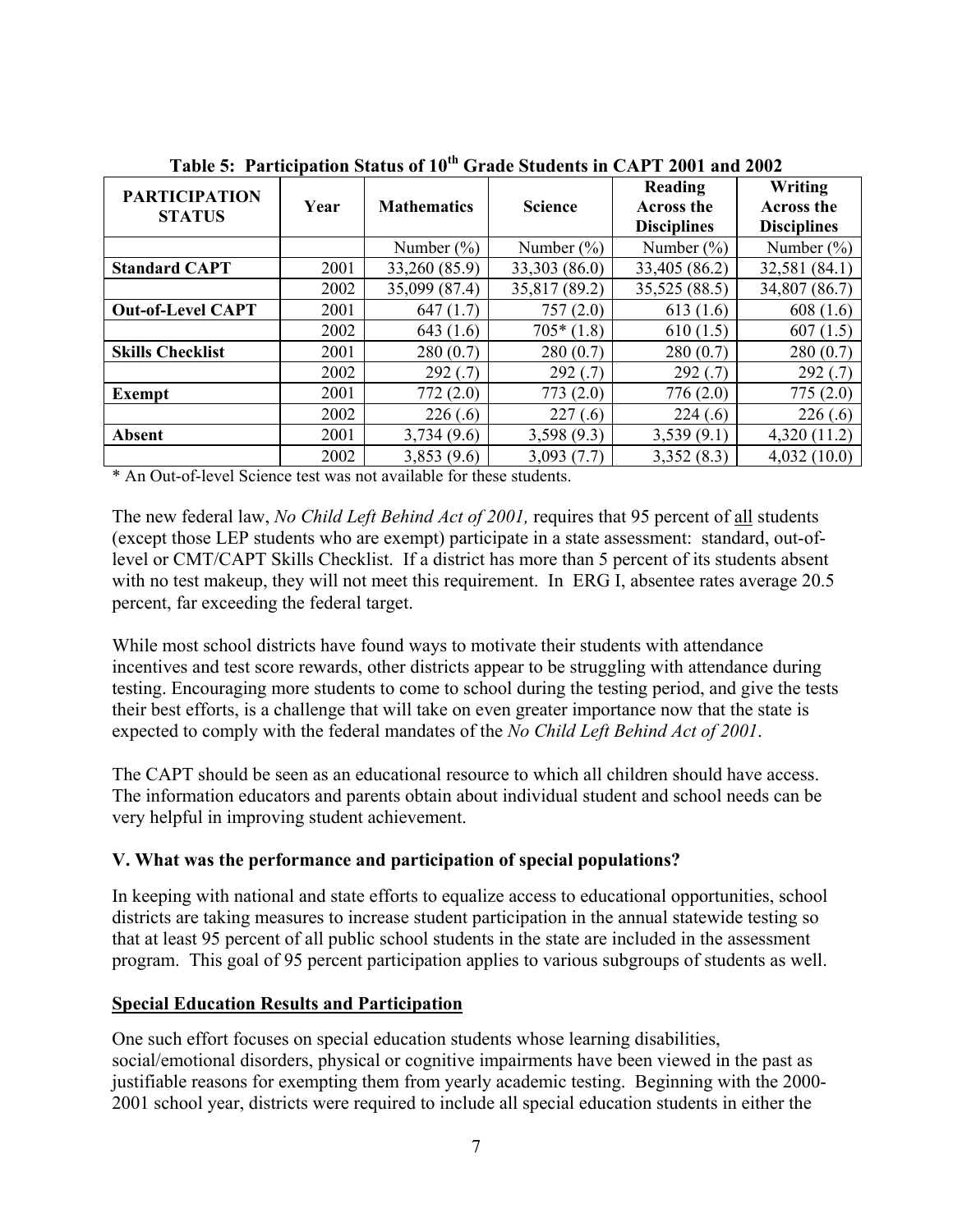**Table 5: Participation Status of 10th Grade Students in CAPT 2001 and 2002**

| PARTICIPATION STATUS | Year | Mathematics | Science | Reading Across the Disciplines | Writing Across the Disciplines |
|---|---|---|---|---|---|
| | | Number (%) | Number (%) | Number (%) | Number (%) |
| **Standard CAPT** | 2001 | 33,260 (85.9) | 33,303 (86.0) | 33,405 (86.2) | 32,581 (84.1) |
| | 2002 | 35,099 (87.4) | 35,817 (89.2) | 35,525 (88.5) | 34,807 (86.7) |
| **Out-of-Level CAPT** | 2001 | 647 (1.7) | 757 (2.0) | 613 (1.6) | 608 (1.6) |
| | 2002 | 643 (1.6) | 705* (1.8) | 610 (1.5) | 607 (1.5) |
| **Skills Checklist** | 2001 | 280 (0.7) | 280 (0.7) | 280 (0.7) | 280 (0.7) |
| | 2002 | 292 (.7) | 292 (.7) | 292 (.7) | 292 (.7) |
| **Exempt** | 2001 | 772 (2.0) | 773 (2.0) | 776 (2.0) | 775 (2.0) |
| | 2002 | 226 (.6) | 227 (.6) | 224 (.6) | 226 (.6) |
| **Absent** | 2001 | 3,734 (9.6) | 3,598 (9.3) | 3,539 (9.1) | 4,320 (11.2) |
| | 2002 | 3,853 (9.6) | 3,093 (7.7) | 3,352 (8.3) | 4,032 (10.0) |

* An Out-of-level Science test was not available for these students.

The new federal law, *No Child Left Behind Act of 2001,* requires that 95 percent of <u>all</u> students (except those LEP students who are exempt) participate in a state assessment: standard, out-of-level or CMT/CAPT Skills Checklist. If a district has more than 5 percent of its students absent with no test makeup, they will not meet this requirement. In ERG I, absentee rates average 20.5 percent, far exceeding the federal target.

While most school districts have found ways to motivate their students with attendance incentives and test score rewards, other districts appear to be struggling with attendance during testing. Encouraging more students to come to school during the testing period, and give the tests their best efforts, is a challenge that will take on even greater importance now that the state is expected to comply with the federal mandates of the *No Child Left Behind Act of 2001*.

The CAPT should be seen as an educational resource to which all children should have access. The information educators and parents obtain about individual student and school needs can be very helpful in improving student achievement.

### V. What was the performance and participation of special populations?

In keeping with national and state efforts to equalize access to educational opportunities, school districts are taking measures to increase student participation in the annual statewide testing so that at least 95 percent of all public school students in the state are included in the assessment program. This goal of 95 percent participation applies to various subgroups of students as well.

#### <u>Special Education Results and Participation</u>

One such effort focuses on special education students whose learning disabilities, social/emotional disorders, physical or cognitive impairments have been viewed in the past as justifiable reasons for exempting them from yearly academic testing. Beginning with the 2000-2001 school year, districts were required to include all special education students in either the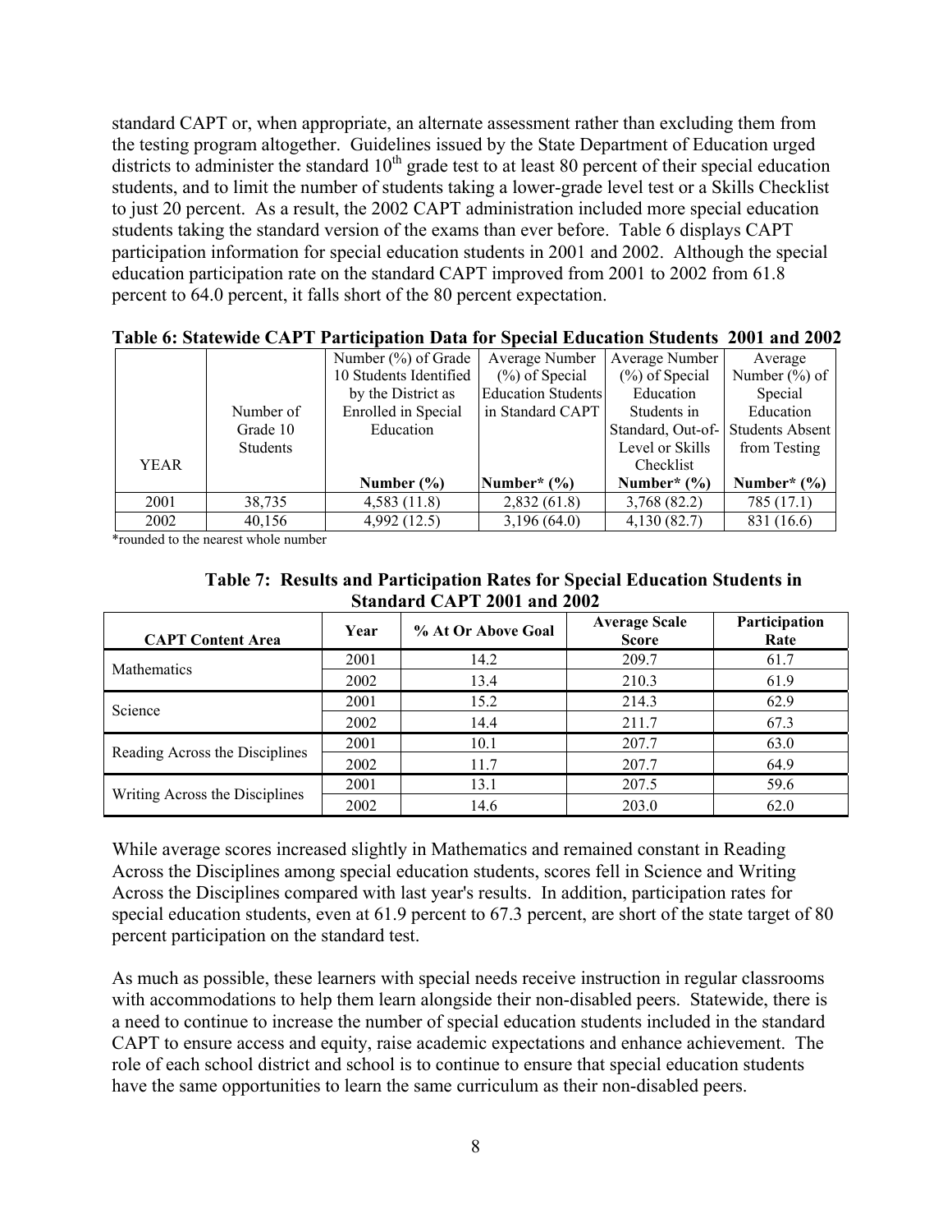standard CAPT or, when appropriate, an alternate assessment rather than excluding them from the testing program altogether. Guidelines issued by the State Department of Education urged districts to administer the standard 10th grade test to at least 80 percent of their special education students, and to limit the number of students taking a lower-grade level test or a Skills Checklist to just 20 percent. As a result, the 2002 CAPT administration included more special education students taking the standard version of the exams than ever before. Table 6 displays CAPT participation information for special education students in 2001 and 2002. Although the special education participation rate on the standard CAPT improved from 2001 to 2002 from 61.8 percent to 64.0 percent, it falls short of the 80 percent expectation.

**Table 6: Statewide CAPT Participation Data for Special Education Students 2001 and 2002**

| YEAR | Number of Grade 10 Students | Number (%) of Grade 10 Students Identified by the District as Enrolled in Special Education | Average Number (%) of Special Education Students in Standard CAPT | Average Number (%) of Special Education Students in Standard, Out-of-Level or Skills Checklist | Average Number (%) of Special Education Students Absent from Testing |
|---|---|---|---|---|---|
| | | Number (%) | Number* (%) | Number* (%) | Number* (%) |
| 2001 | 38,735 | 4,583 (11.8) | 2,832 (61.8) | 3,768 (82.2) | 785 (17.1) |
| 2002 | 40,156 | 4,992 (12.5) | 3,196 (64.0) | 4,130 (82.7) | 831 (16.6) |

*rounded to the nearest whole number

**Table 7: Results and Participation Rates for Special Education Students in Standard CAPT 2001 and 2002**

| CAPT Content Area | Year | % At Or Above Goal | Average Scale Score | Participation Rate |
|---|---|---|---|---|
| Mathematics | 2001 | 14.2 | 209.7 | 61.7 |
| | 2002 | 13.4 | 210.3 | 61.9 |
| Science | 2001 | 15.2 | 214.3 | 62.9 |
| | 2002 | 14.4 | 211.7 | 67.3 |
| Reading Across the Disciplines | 2001 | 10.1 | 207.7 | 63.0 |
| | 2002 | 11.7 | 207.7 | 64.9 |
| Writing Across the Disciplines | 2001 | 13.1 | 207.5 | 59.6 |
| | 2002 | 14.6 | 203.0 | 62.0 |

While average scores increased slightly in Mathematics and remained constant in Reading Across the Disciplines among special education students, scores fell in Science and Writing Across the Disciplines compared with last year's results. In addition, participation rates for special education students, even at 61.9 percent to 67.3 percent, are short of the state target of 80 percent participation on the standard test.

As much as possible, these learners with special needs receive instruction in regular classrooms with accommodations to help them learn alongside their non-disabled peers. Statewide, there is a need to continue to increase the number of special education students included in the standard CAPT to ensure access and equity, raise academic expectations and enhance achievement. The role of each school district and school is to continue to ensure that special education students have the same opportunities to learn the same curriculum as their non-disabled peers.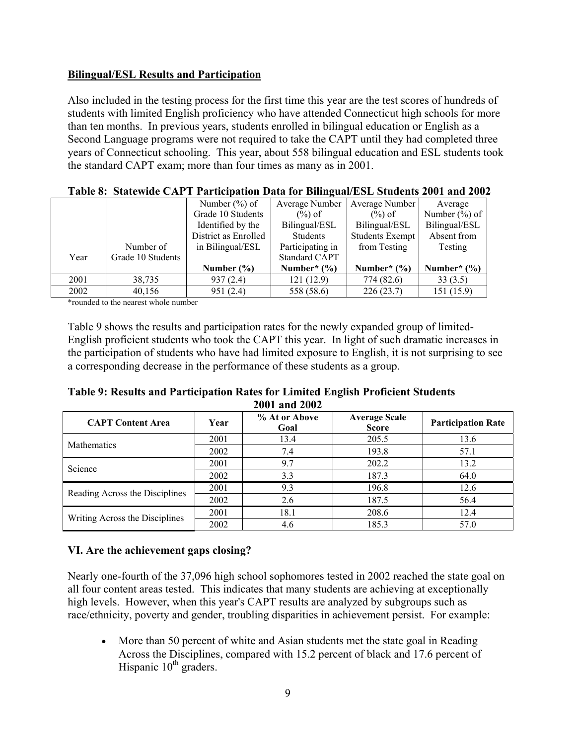## Bilingual/ESL Results and Participation

Also included in the testing process for the first time this year are the test scores of hundreds of students with limited English proficiency who have attended Connecticut high schools for more than ten months. In previous years, students enrolled in bilingual education or English as a Second Language programs were not required to take the CAPT until they had completed three years of Connecticut schooling. This year, about 558 bilingual education and ESL students took the standard CAPT exam; more than four times as many as in 2001.

**Table 8: Statewide CAPT Participation Data for Bilingual/ESL Students 2001 and 2002**

| Year | Number of Grade 10 Students | Number (%) of Grade 10 Students Identified by the District as Enrolled in Bilingual/ESL | Average Number (%) of Bilingual/ESL Students Participating in Standard CAPT | Average Number (%) of Bilingual/ESL Students Exempt from Testing | Average Number (%) of Bilingual/ESL Absent from Testing |
|---|---|---|---|---|---|
| | | Number (%) | Number* (%) | Number* (%) | Number* (%) |
| 2001 | 38,735 | 937 (2.4) | 121 (12.9) | 774 (82.6) | 33 (3.5) |
| 2002 | 40,156 | 951 (2.4) | 558 (58.6) | 226 (23.7) | 151 (15.9) |

*rounded to the nearest whole number

Table 9 shows the results and participation rates for the newly expanded group of limited-English proficient students who took the CAPT this year. In light of such dramatic increases in the participation of students who have had limited exposure to English, it is not surprising to see a corresponding decrease in the performance of these students as a group.

**Table 9: Results and Participation Rates for Limited English Proficient Students 2001 and 2002**

| CAPT Content Area | Year | % At or Above Goal | Average Scale Score | Participation Rate |
|---|---|---|---|---|
| Mathematics | 2001 | 13.4 | 205.5 | 13.6 |
| | 2002 | 7.4 | 193.8 | 57.1 |
| Science | 2001 | 9.7 | 202.2 | 13.2 |
| | 2002 | 3.3 | 187.3 | 64.0 |
| Reading Across the Disciplines | 2001 | 9.3 | 196.8 | 12.6 |
| | 2002 | 2.6 | 187.5 | 56.4 |
| Writing Across the Disciplines | 2001 | 18.1 | 208.6 | 12.4 |
| | 2002 | 4.6 | 185.3 | 57.0 |

## VI. Are the achievement gaps closing?

Nearly one-fourth of the 37,096 high school sophomores tested in 2002 reached the state goal on all four content areas tested. This indicates that many students are achieving at exceptionally high levels. However, when this year's CAPT results are analyzed by subgroups such as race/ethnicity, poverty and gender, troubling disparities in achievement persist. For example:

- More than 50 percent of white and Asian students met the state goal in Reading Across the Disciplines, compared with 15.2 percent of black and 17.6 percent of Hispanic 10th graders.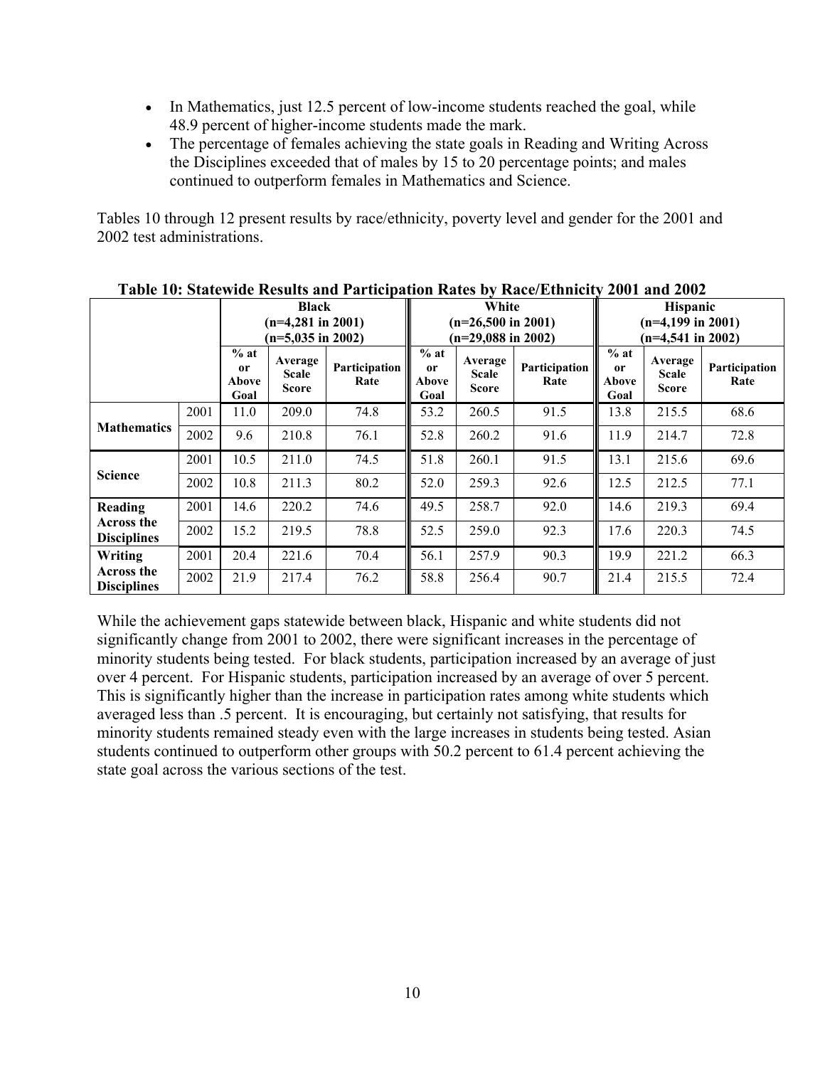- In Mathematics, just 12.5 percent of low-income students reached the goal, while 48.9 percent of higher-income students made the mark.
- The percentage of females achieving the state goals in Reading and Writing Across the Disciplines exceeded that of males by 15 to 20 percentage points; and males continued to outperform females in Mathematics and Science.

Tables 10 through 12 present results by race/ethnicity, poverty level and gender for the 2001 and 2002 test administrations.

**Table 10: Statewide Results and Participation Rates by Race/Ethnicity 2001 and 2002**

| | | Black (n=4,281 in 2001) (n=5,035 in 2002) | | | White (n=26,500 in 2001) (n=29,088 in 2002) | | | Hispanic (n=4,199 in 2001) (n=4,541 in 2002) | | |
|---|---|---|---|---|---|---|---|---|---|---|
| | | % at or Above Goal | Average Scale Score | Participation Rate | % at or Above Goal | Average Scale Score | Participation Rate | % at or Above Goal | Average Scale Score | Participation Rate |
| Mathematics | 2001 | 11.0 | 209.0 | 74.8 | 53.2 | 260.5 | 91.5 | 13.8 | 215.5 | 68.6 |
| | 2002 | 9.6 | 210.8 | 76.1 | 52.8 | 260.2 | 91.6 | 11.9 | 214.7 | 72.8 |
| Science | 2001 | 10.5 | 211.0 | 74.5 | 51.8 | 260.1 | 91.5 | 13.1 | 215.6 | 69.6 |
| | 2002 | 10.8 | 211.3 | 80.2 | 52.0 | 259.3 | 92.6 | 12.5 | 212.5 | 77.1 |
| Reading Across the Disciplines | 2001 | 14.6 | 220.2 | 74.6 | 49.5 | 258.7 | 92.0 | 14.6 | 219.3 | 69.4 |
| | 2002 | 15.2 | 219.5 | 78.8 | 52.5 | 259.0 | 92.3 | 17.6 | 220.3 | 74.5 |
| Writing Across the Disciplines | 2001 | 20.4 | 221.6 | 70.4 | 56.1 | 257.9 | 90.3 | 19.9 | 221.2 | 66.3 |
| | 2002 | 21.9 | 217.4 | 76.2 | 58.8 | 256.4 | 90.7 | 21.4 | 215.5 | 72.4 |

While the achievement gaps statewide between black, Hispanic and white students did not significantly change from 2001 to 2002, there were significant increases in the percentage of minority students being tested. For black students, participation increased by an average of just over 4 percent. For Hispanic students, participation increased by an average of over 5 percent. This is significantly higher than the increase in participation rates among white students which averaged less than .5 percent. It is encouraging, but certainly not satisfying, that results for minority students remained steady even with the large increases in students being tested. Asian students continued to outperform other groups with 50.2 percent to 61.4 percent achieving the state goal across the various sections of the test.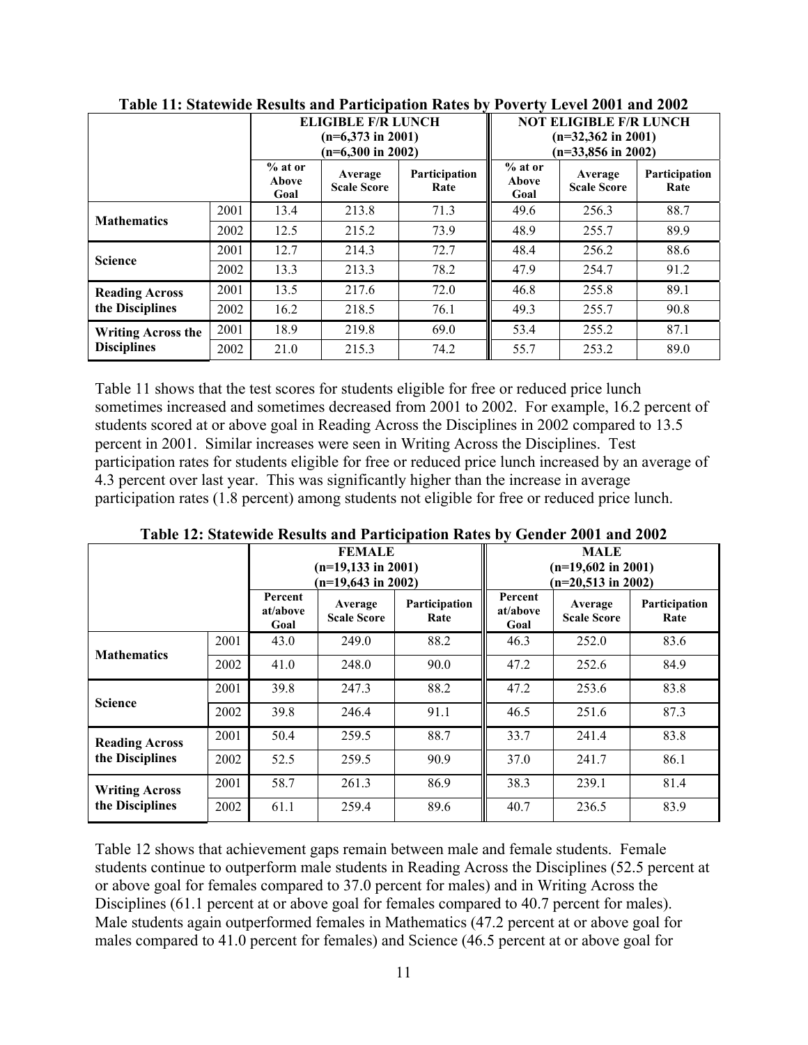**Table 11: Statewide Results and Participation Rates by Poverty Level 2001 and 2002**

| | | ELIGIBLE F/R LUNCH (n=6,373 in 2001) (n=6,300 in 2002) | | | NOT ELIGIBLE F/R LUNCH (n=32,362 in 2001) (n=33,856 in 2002) | | |
|---|---|---|---|---|---|---|---|
| | | % at or Above Goal | Average Scale Score | Participation Rate | % at or Above Goal | Average Scale Score | Participation Rate |
| Mathematics | 2001 | 13.4 | 213.8 | 71.3 | 49.6 | 256.3 | 88.7 |
| | 2002 | 12.5 | 215.2 | 73.9 | 48.9 | 255.7 | 89.9 |
| Science | 2001 | 12.7 | 214.3 | 72.7 | 48.4 | 256.2 | 88.6 |
| | 2002 | 13.3 | 213.3 | 78.2 | 47.9 | 254.7 | 91.2 |
| Reading Across the Disciplines | 2001 | 13.5 | 217.6 | 72.0 | 46.8 | 255.8 | 89.1 |
| | 2002 | 16.2 | 218.5 | 76.1 | 49.3 | 255.7 | 90.8 |
| Writing Across the Disciplines | 2001 | 18.9 | 219.8 | 69.0 | 53.4 | 255.2 | 87.1 |
| | 2002 | 21.0 | 215.3 | 74.2 | 55.7 | 253.2 | 89.0 |

Table 11 shows that the test scores for students eligible for free or reduced price lunch sometimes increased and sometimes decreased from 2001 to 2002. For example, 16.2 percent of students scored at or above goal in Reading Across the Disciplines in 2002 compared to 13.5 percent in 2001. Similar increases were seen in Writing Across the Disciplines. Test participation rates for students eligible for free or reduced price lunch increased by an average of 4.3 percent over last year. This was significantly higher than the increase in average participation rates (1.8 percent) among students not eligible for free or reduced price lunch.

**Table 12: Statewide Results and Participation Rates by Gender 2001 and 2002**

| | | FEMALE (n=19,133 in 2001) (n=19,643 in 2002) | | | MALE (n=19,602 in 2001) (n=20,513 in 2002) | | |
|---|---|---|---|---|---|---|---|
| | | Percent at/above Goal | Average Scale Score | Participation Rate | Percent at/above Goal | Average Scale Score | Participation Rate |
| Mathematics | 2001 | 43.0 | 249.0 | 88.2 | 46.3 | 252.0 | 83.6 |
| | 2002 | 41.0 | 248.0 | 90.0 | 47.2 | 252.6 | 84.9 |
| Science | 2001 | 39.8 | 247.3 | 88.2 | 47.2 | 253.6 | 83.8 |
| | 2002 | 39.8 | 246.4 | 91.1 | 46.5 | 251.6 | 87.3 |
| Reading Across the Disciplines | 2001 | 50.4 | 259.5 | 88.7 | 33.7 | 241.4 | 83.8 |
| | 2002 | 52.5 | 259.5 | 90.9 | 37.0 | 241.7 | 86.1 |
| Writing Across the Disciplines | 2001 | 58.7 | 261.3 | 86.9 | 38.3 | 239.1 | 81.4 |
| | 2002 | 61.1 | 259.4 | 89.6 | 40.7 | 236.5 | 83.9 |

Table 12 shows that achievement gaps remain between male and female students. Female students continue to outperform male students in Reading Across the Disciplines (52.5 percent at or above goal for females compared to 37.0 percent for males) and in Writing Across the Disciplines (61.1 percent at or above goal for females compared to 40.7 percent for males). Male students again outperformed females in Mathematics (47.2 percent at or above goal for males compared to 41.0 percent for females) and Science (46.5 percent at or above goal for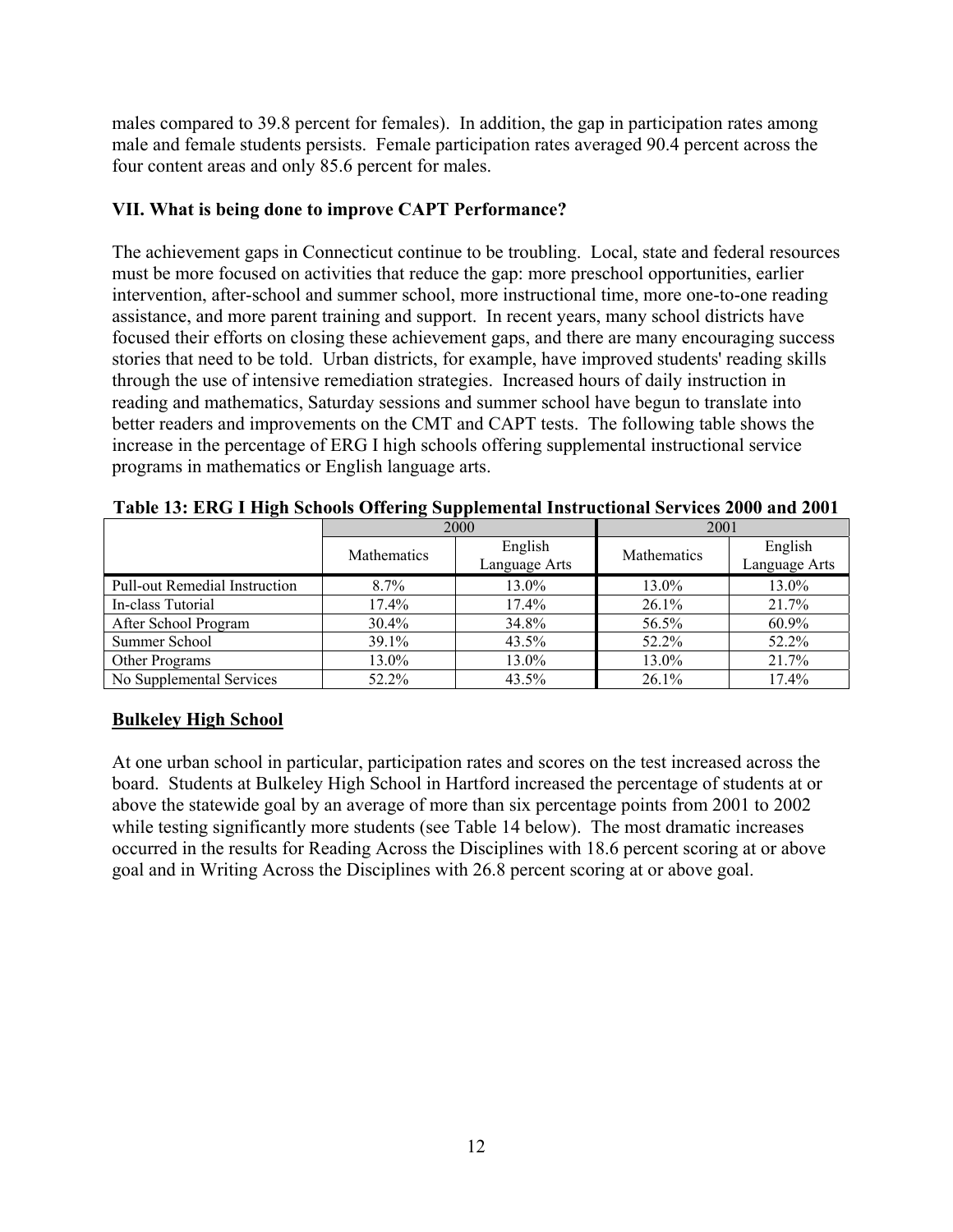males compared to 39.8 percent for females). In addition, the gap in participation rates among male and female students persists. Female participation rates averaged 90.4 percent across the four content areas and only 85.6 percent for males.

### VII. What is being done to improve CAPT Performance?

The achievement gaps in Connecticut continue to be troubling. Local, state and federal resources must be more focused on activities that reduce the gap: more preschool opportunities, earlier intervention, after-school and summer school, more instructional time, more one-to-one reading assistance, and more parent training and support. In recent years, many school districts have focused their efforts on closing these achievement gaps, and there are many encouraging success stories that need to be told. Urban districts, for example, have improved students' reading skills through the use of intensive remediation strategies. Increased hours of daily instruction in reading and mathematics, Saturday sessions and summer school have begun to translate into better readers and improvements on the CMT and CAPT tests. The following table shows the increase in the percentage of ERG I high schools offering supplemental instructional service programs in mathematics or English language arts.

**Table 13: ERG I High Schools Offering Supplemental Instructional Services 2000 and 2001**

| | 2000 | | 2001 | |
|---|---|---|---|---|
| | Mathematics | English Language Arts | Mathematics | English Language Arts |
| Pull-out Remedial Instruction | 8.7% | 13.0% | 13.0% | 13.0% |
| In-class Tutorial | 17.4% | 17.4% | 26.1% | 21.7% |
| After School Program | 30.4% | 34.8% | 56.5% | 60.9% |
| Summer School | 39.1% | 43.5% | 52.2% | 52.2% |
| Other Programs | 13.0% | 13.0% | 13.0% | 21.7% |
| No Supplemental Services | 52.2% | 43.5% | 26.1% | 17.4% |

### <u>Bulkeley High School</u>

At one urban school in particular, participation rates and scores on the test increased across the board. Students at Bulkeley High School in Hartford increased the percentage of students at or above the statewide goal by an average of more than six percentage points from 2001 to 2002 while testing significantly more students (see Table 14 below). The most dramatic increases occurred in the results for Reading Across the Disciplines with 18.6 percent scoring at or above goal and in Writing Across the Disciplines with 26.8 percent scoring at or above goal.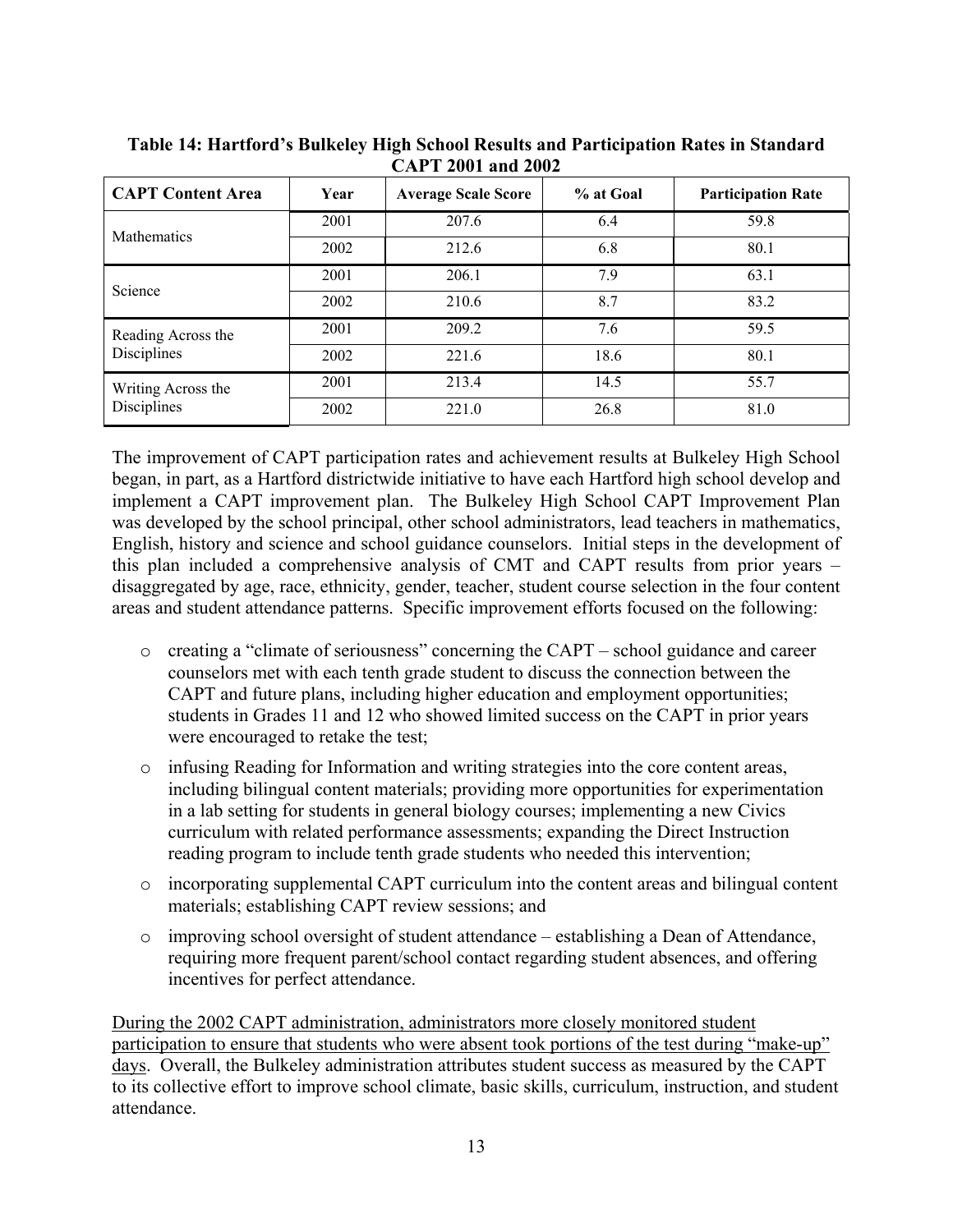**Table 14: Hartford's Bulkeley High School Results and Participation Rates in Standard CAPT 2001 and 2002**

| CAPT Content Area | Year | Average Scale Score | % at Goal | Participation Rate |
|---|---|---|---|---|
| Mathematics | 2001 | 207.6 | 6.4 | 59.8 |
| | 2002 | 212.6 | 6.8 | 80.1 |
| Science | 2001 | 206.1 | 7.9 | 63.1 |
| | 2002 | 210.6 | 8.7 | 83.2 |
| Reading Across the Disciplines | 2001 | 209.2 | 7.6 | 59.5 |
| | 2002 | 221.6 | 18.6 | 80.1 |
| Writing Across the Disciplines | 2001 | 213.4 | 14.5 | 55.7 |
| | 2002 | 221.0 | 26.8 | 81.0 |

The improvement of CAPT participation rates and achievement results at Bulkeley High School began, in part, as a Hartford districtwide initiative to have each Hartford high school develop and implement a CAPT improvement plan. The Bulkeley High School CAPT Improvement Plan was developed by the school principal, other school administrators, lead teachers in mathematics, English, history and science and school guidance counselors. Initial steps in the development of this plan included a comprehensive analysis of CMT and CAPT results from prior years – disaggregated by age, race, ethnicity, gender, teacher, student course selection in the four content areas and student attendance patterns. Specific improvement efforts focused on the following:

- creating a "climate of seriousness" concerning the CAPT – school guidance and career counselors met with each tenth grade student to discuss the connection between the CAPT and future plans, including higher education and employment opportunities; students in Grades 11 and 12 who showed limited success on the CAPT in prior years were encouraged to retake the test;
- infusing Reading for Information and writing strategies into the core content areas, including bilingual content materials; providing more opportunities for experimentation in a lab setting for students in general biology courses; implementing a new Civics curriculum with related performance assessments; expanding the Direct Instruction reading program to include tenth grade students who needed this intervention;
- incorporating supplemental CAPT curriculum into the content areas and bilingual content materials; establishing CAPT review sessions; and
- improving school oversight of student attendance – establishing a Dean of Attendance, requiring more frequent parent/school contact regarding student absences, and offering incentives for perfect attendance.

<u>During the 2002 CAPT administration, administrators more closely monitored student participation to ensure that students who were absent took portions of the test during "make-up" days</u>. Overall, the Bulkeley administration attributes student success as measured by the CAPT to its collective effort to improve school climate, basic skills, curriculum, instruction, and student attendance.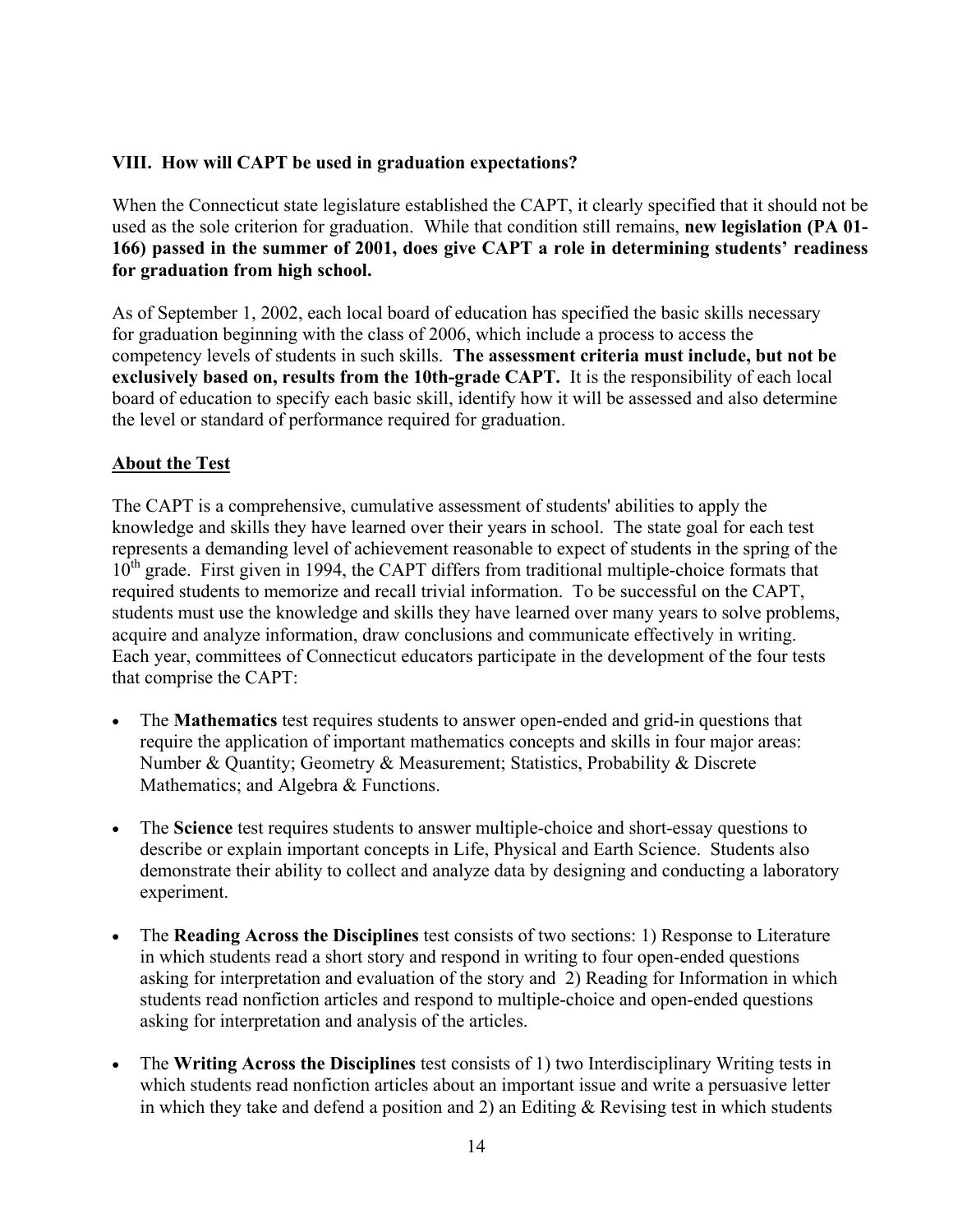### VIII. How will CAPT be used in graduation expectations?

When the Connecticut state legislature established the CAPT, it clearly specified that it should not be used as the sole criterion for graduation. While that condition still remains, **new legislation (PA 01-166) passed in the summer of 2001, does give CAPT a role in determining students' readiness for graduation from high school.**

As of September 1, 2002, each local board of education has specified the basic skills necessary for graduation beginning with the class of 2006, which include a process to access the competency levels of students in such skills. **The assessment criteria must include, but not be exclusively based on, results from the 10th-grade CAPT.** It is the responsibility of each local board of education to specify each basic skill, identify how it will be assessed and also determine the level or standard of performance required for graduation.

<u>**About the Test**</u>

The CAPT is a comprehensive, cumulative assessment of students' abilities to apply the knowledge and skills they have learned over their years in school. The state goal for each test represents a demanding level of achievement reasonable to expect of students in the spring of the 10th grade. First given in 1994, the CAPT differs from traditional multiple-choice formats that required students to memorize and recall trivial information. To be successful on the CAPT, students must use the knowledge and skills they have learned over many years to solve problems, acquire and analyze information, draw conclusions and communicate effectively in writing. Each year, committees of Connecticut educators participate in the development of the four tests that comprise the CAPT:

- The **Mathematics** test requires students to answer open-ended and grid-in questions that require the application of important mathematics concepts and skills in four major areas: Number & Quantity; Geometry & Measurement; Statistics, Probability & Discrete Mathematics; and Algebra & Functions.

- The **Science** test requires students to answer multiple-choice and short-essay questions to describe or explain important concepts in Life, Physical and Earth Science. Students also demonstrate their ability to collect and analyze data by designing and conducting a laboratory experiment.

- The **Reading Across the Disciplines** test consists of two sections: 1) Response to Literature in which students read a short story and respond in writing to four open-ended questions asking for interpretation and evaluation of the story and 2) Reading for Information in which students read nonfiction articles and respond to multiple-choice and open-ended questions asking for interpretation and analysis of the articles.

- The **Writing Across the Disciplines** test consists of 1) two Interdisciplinary Writing tests in which students read nonfiction articles about an important issue and write a persuasive letter in which they take and defend a position and 2) an Editing & Revising test in which students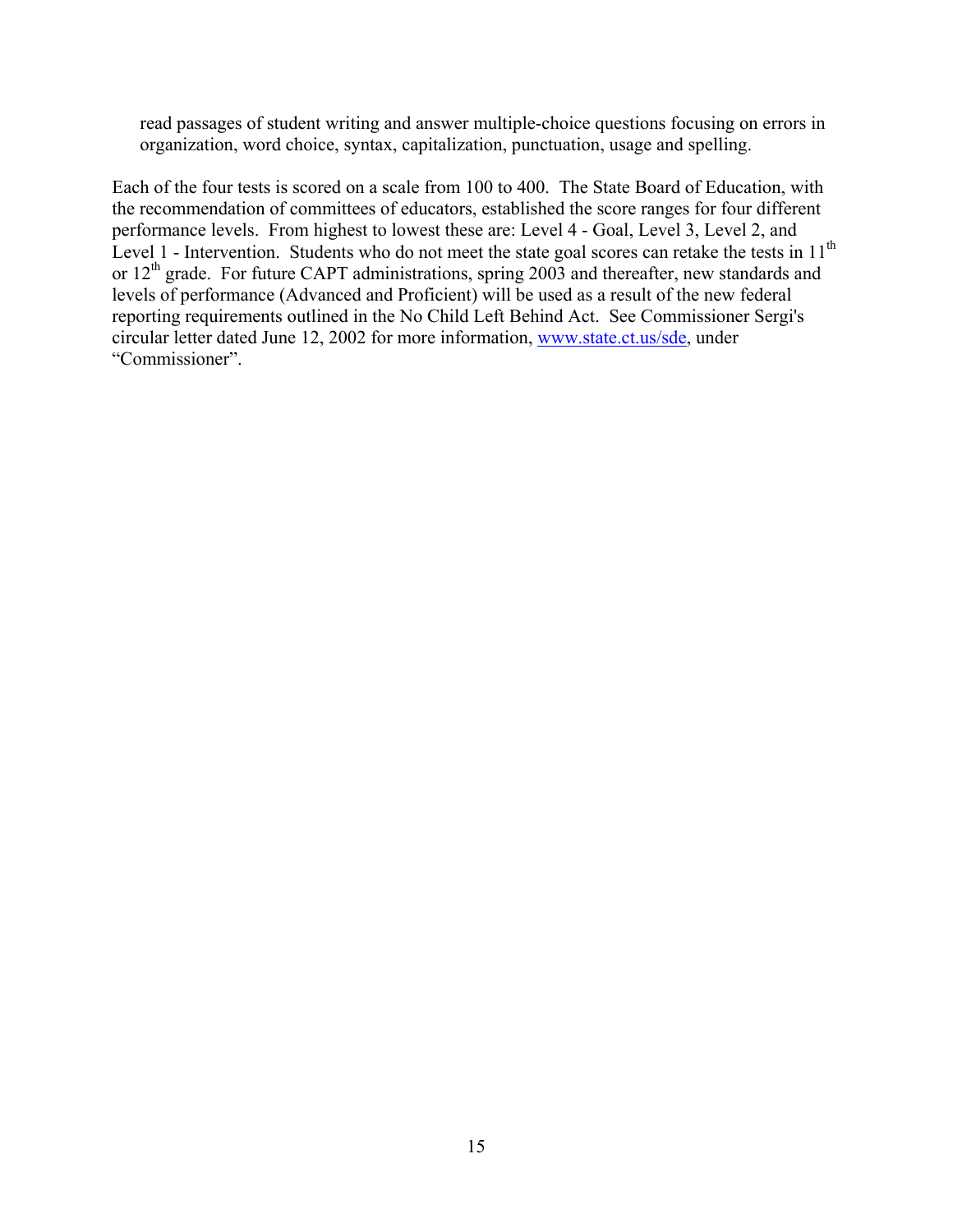read passages of student writing and answer multiple-choice questions focusing on errors in organization, word choice, syntax, capitalization, punctuation, usage and spelling.

Each of the four tests is scored on a scale from 100 to 400. The State Board of Education, with the recommendation of committees of educators, established the score ranges for four different performance levels. From highest to lowest these are: Level 4 - Goal, Level 3, Level 2, and Level 1 - Intervention. Students who do not meet the state goal scores can retake the tests in 11$^{th}$ or 12$^{th}$ grade. For future CAPT administrations, spring 2003 and thereafter, new standards and levels of performance (Advanced and Proficient) will be used as a result of the new federal reporting requirements outlined in the No Child Left Behind Act. See Commissioner Sergi's circular letter dated June 12, 2002 for more information, www.state.ct.us/sde, under "Commissioner".